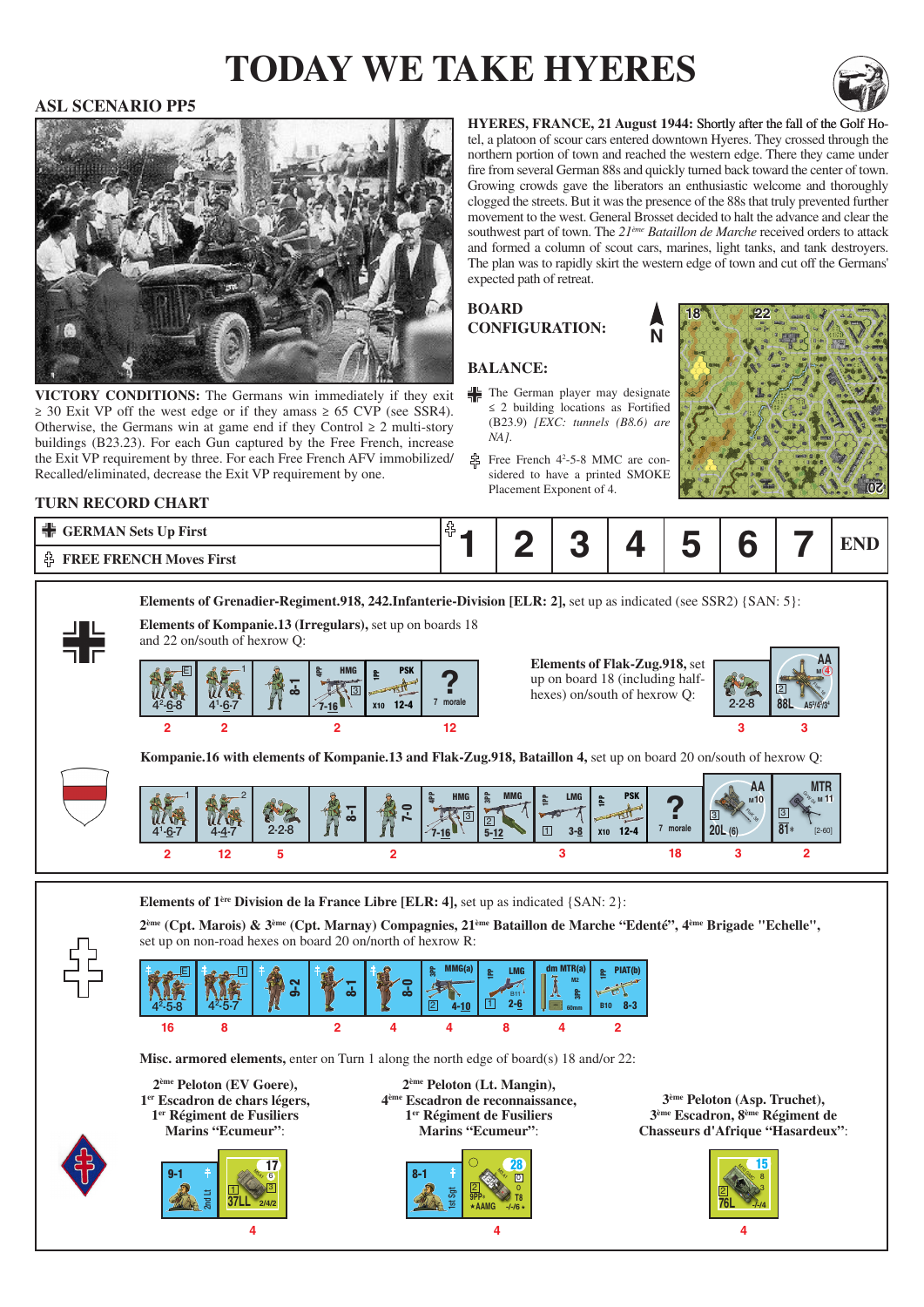# TODAY WE TAKE HYERES

## ASL SCENARIO PP5

**HYERES, FRANCE, 21 August 1944:** Shortly after the fall of the Golf Hotel, a platoon of scour cars entered downtown Hyeres. They crossed through the northern portion of town and reached the western edge. There they came under fire from several German 88s and quickly turned back toward the center of town. Growing crowds gave the liberators an enthusiastic welcome and thoroughly clogged the streets. But it was the presence of the 88s that truly prevented further movement to the west. General Brosset decided to halt the advance and clear the southwest part of town. The *21ème Bataillon de Marche* received orders to attack and formed a column of scout cars, marines, light tanks, and tank destroyers. The plan was to rapidly skirt the western edge of town and cut off the Germans' expected path of retreat.

**VICTORY CONDITIONS:** The Germans win immediately if they exit ≥ 30 Exit VP off the west edge or if they amass ≥ 65 CVP (see SSR4). Otherwise, the Germans win at game end if they Control ≥ 2 multi-story buildings (B23.23). For each Gun captured by the Free French, increase the Exit VP requirement by three. For each Free French AFV immobilized/Recalled/eliminated, decrease the Exit VP requirement by one.

**BOARD CONFIGURATION:** (N) Boards 18, 22, 20

**BALANCE:**

- German: The German player may designate ≤ 2 building locations as Fortified (B23.9) *[EXC: tunnels (B8.6) are NA]*.
- Free French: Free French $4^2$-5-8 MMC are considered to have a printed SMOKE Placement Exponent of 4.

## TURN RECORD CHART

| | 1 | 2 | 3 | 4 | 5 | 6 | 7 | END |
|---|---|---|---|---|---|---|---|---|
| GERMAN Sets Up First | | | | | | | | |
| FREE FRENCH Moves First | | | | | | | | |

**Elements of Grenadier-Regiment.918, 242.Infanterie-Division [ELR: 2],** set up as indicated (see SSR2) {SAN: 5}:

**Elements of Kompanie.13 (Irregulars),** set up on boards 18 and 22 on/south of hexrow Q:

| $4^2$-6-8 | $4^1$-6-7 | 8-1 | HMG 7-16 | PSK x10 12-4 | ? 7 morale |
|---|---|---|---|---|---|
| 2 | 2 | | 2 | | 12 |

**Elements of Flak-Zug.918,** set up on board 18 (including half-hexes) on/south of hexrow Q:

| 2-2-8 | AA 88L |
|---|---|
| 3 | 3 |

**Kompanie.16 with elements of Kompanie.13 and Flak-Zug.918, Bataillon 4,** set up on board 20 on/south of hexrow Q:

| $4^1$-6-7 | 4-4-7 | 2-2-8 | 8-1 | 7-0 | HMG 7-16 | MMG 5-12 | LMG 3-8 | PSK x10 12-4 | ? 7 morale | AA 20L | MTR 81* |
|---|---|---|---|---|---|---|---|---|---|---|---|
| 2 | 12 | 5 | | 2 | | | 3 | | 18 | 3 | 2 |

**Elements of 1ère Division de la France Libre [ELR: 4],** set up as indicated {SAN: 2}:

**2ème (Cpt. Marois) & 3ème (Cpt. Marnay) Compagnies, 21ème Bataillon de Marche "Edenté", 4ème Brigade "Echelle",** set up on non-road hexes on board 20 on/north of hexrow R:

| $4^2$-5-8 | $4^2$-5-7 | 9-2 | 8-1 | 8-0 | MMG(a) 4-10 | LMG 2-6 | dm MTR(a) 60mm | PIAT(b) 8-3 |
|---|---|---|---|---|---|---|---|---|
| 16 | 8 | | 2 | 4 | 4 | 8 | 4 | 2 |

**Misc. armored elements,** enter on Turn 1 along the north edge of board(s) 18 and/or 22:

**2ème Peloton (EV Goere), 1er Escadron de chars légers, 1er Régiment de Fusiliers Marins "Ecumeur":**

| 9-1 (2nd Lt) | 37LL |
|---|---|
| | 4 |

**2ème Peloton (Lt. Mangin), 4ème Escadron de reconnaissance, 1er Régiment de Fusiliers Marins "Ecumeur":**

| 8-1 (1st Sgt) | T8 (AAMG) |
|---|---|
| | 4 |

**3ème Peloton (Asp. Truchet), 3ème Escadron, 8ème Régiment de Chasseurs d'Afrique "Hasardeux":**

| 76L |
|---|
| 4 |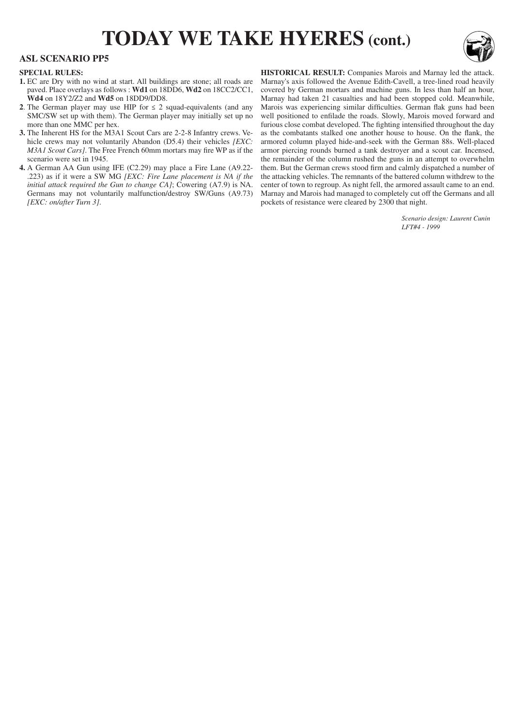# TODAY WE TAKE HYERES (cont.)

## ASL SCENARIO PP5

**SPECIAL RULES:**

**1.** EC are Dry with no wind at start. All buildings are stone; all roads are paved. Place overlays as follows : **Wd1** on 18DD6, **Wd2** on 18CC2/CC1, **Wd4** on 18Y2/Z2 and **Wd5** on 18DD9/DD8.

**2**. The German player may use HIP for ≤ 2 squad-equivalents (and any SMC/SW set up with them). The German player may initially set up no more than one MMC per hex.

**3.** The Inherent HS for the M3A1 Scout Cars are 2-2-8 Infantry crews. Vehicle crews may not voluntarily Abandon (D5.4) their vehicles *[EXC: M3A1 Scout Cars]*. The Free French 60mm mortars may fire WP as if the scenario were set in 1945.

**4.** A German AA Gun using IFE (C2.29) may place a Fire Lane (A9.22-.223) as if it were a SW MG *[EXC: Fire Lane placement is NA if the initial attack required the Gun to change CA]*; Cowering (A7.9) is NA. Germans may not voluntarily malfunction/destroy SW/Guns (A9.73) *[EXC: on/after Turn 3]*.

**HISTORICAL RESULT:** Companies Marois and Marnay led the attack. Marnay's axis followed the Avenue Edith-Cavell, a tree-lined road heavily covered by German mortars and machine guns. In less than half an hour, Marnay had taken 21 casualties and had been stopped cold. Meanwhile, Marois was experiencing similar difficulties. German flak guns had been well positioned to enfilade the roads. Slowly, Marois moved forward and furious close combat developed. The fighting intensified throughout the day as the combatants stalked one another house to house. On the flank, the armored column played hide-and-seek with the German 88s. Well-placed armor piercing rounds burned a tank destroyer and a scout car. Incensed, the remainder of the column rushed the guns in an attempt to overwhelm them. But the German crews stood firm and calmly dispatched a number of the attacking vehicles. The remnants of the battered column withdrew to the center of town to regroup. As night fell, the armored assault came to an end. Marnay and Marois had managed to completely cut off the Germans and all pockets of resistance were cleared by 2300 that night.

*Scenario design: Laurent Cunin*
*LFT#4 - 1999*